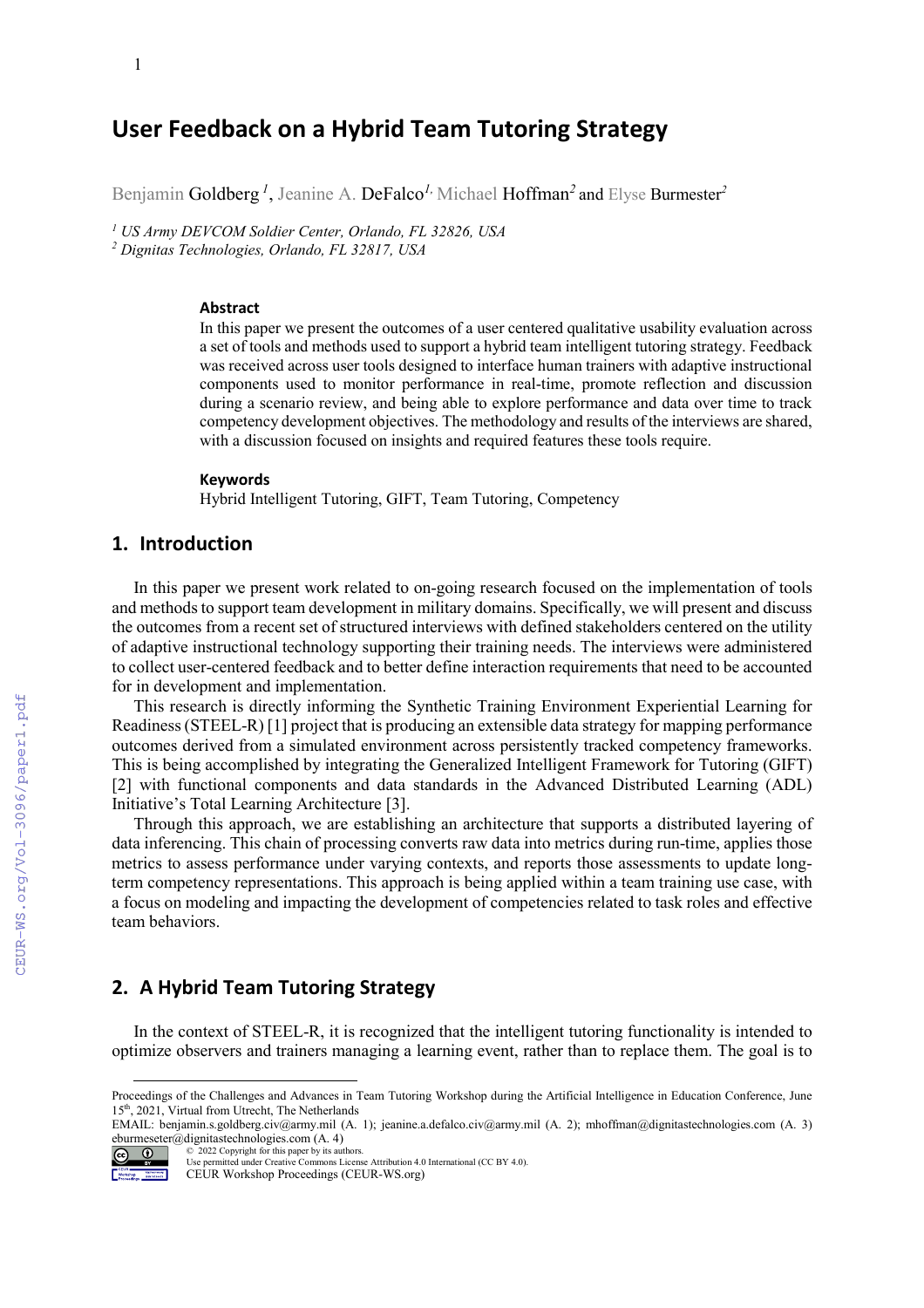# User Feedback on a Hybrid Team Tutoring Strategy

Benjamin Goldberg [1], Jeanine A. DeFalco[1], Michael Hoffman[2] and Elyse Burmester[2]

[1] *US Army DEVCOM Soldier Center, Orlando, FL 32826, USA*
[2] *Dignitas Technologies, Orlando, FL 32817, USA*

### Abstract

In this paper we present the outcomes of a user centered qualitative usability evaluation across a set of tools and methods used to support a hybrid team intelligent tutoring strategy. Feedback was received across user tools designed to interface human trainers with adaptive instructional components used to monitor performance in real-time, promote reflection and discussion during a scenario review, and being able to explore performance and data over time to track competency development objectives. The methodology and results of the interviews are shared, with a discussion focused on insights and required features these tools require.

### Keywords

Hybrid Intelligent Tutoring, GIFT, Team Tutoring, Competency

## 1. Introduction

In this paper we present work related to on-going research focused on the implementation of tools and methods to support team development in military domains. Specifically, we will present and discuss the outcomes from a recent set of structured interviews with defined stakeholders centered on the utility of adaptive instructional technology supporting their training needs. The interviews were administered to collect user-centered feedback and to better define interaction requirements that need to be accounted for in development and implementation.

This research is directly informing the Synthetic Training Environment Experiential Learning for Readiness (STEEL-R) [1] project that is producing an extensible data strategy for mapping performance outcomes derived from a simulated environment across persistently tracked competency frameworks. This is being accomplished by integrating the Generalized Intelligent Framework for Tutoring (GIFT) [2] with functional components and data standards in the Advanced Distributed Learning (ADL) Initiative's Total Learning Architecture [3].

Through this approach, we are establishing an architecture that supports a distributed layering of data inferencing. This chain of processing converts raw data into metrics during run-time, applies those metrics to assess performance under varying contexts, and reports those assessments to update long-term competency representations. This approach is being applied within a team training use case, with a focus on modeling and impacting the development of competencies related to task roles and effective team behaviors.

## 2. A Hybrid Team Tutoring Strategy

In the context of STEEL-R, it is recognized that the intelligent tutoring functionality is intended to optimize observers and trainers managing a learning event, rather than to replace them. The goal is to

---

Proceedings of the Challenges and Advances in Team Tutoring Workshop during the Artificial Intelligence in Education Conference, June 15th, 2021, Virtual from Utrecht, The Netherlands

EMAIL: benjamin.s.goldberg.civ@army.mil (A. 1); jeanine.a.defalco.civ@army.mil (A. 2); mhoffman@dignitastechnologies.com (A. 3) eburmeseter@dignitastechnologies.com (A. 4)

© 2022 Copyright for this paper by its authors.
Use permitted under Creative Commons License Attribution 4.0 International (CC BY 4.0).
CEUR Workshop Proceedings (CEUR-WS.org)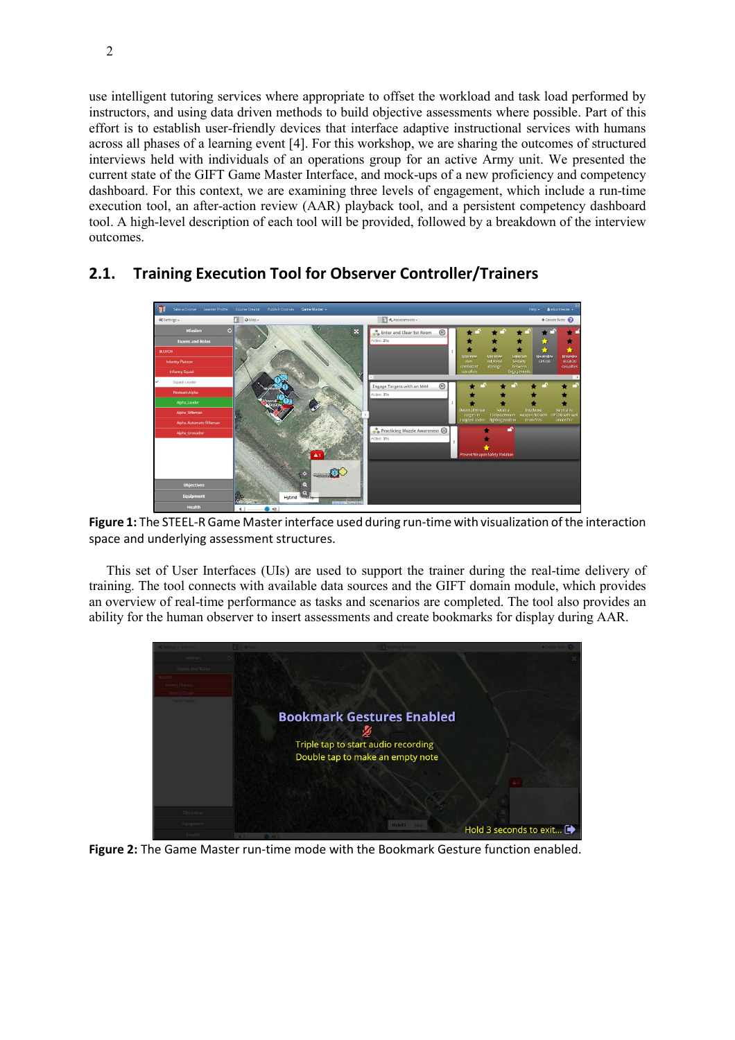use intelligent tutoring services where appropriate to offset the workload and task load performed by instructors, and using data driven methods to build objective assessments where possible. Part of this effort is to establish user-friendly devices that interface adaptive instructional services with humans across all phases of a learning event [4]. For this workshop, we are sharing the outcomes of structured interviews held with individuals of an operations group for an active Army unit. We presented the current state of the GIFT Game Master Interface, and mock-ups of a new proficiency and competency dashboard. For this context, we are examining three levels of engagement, which include a run-time execution tool, an after-action review (AAR) playback tool, and a persistent competency dashboard tool. A high-level description of each tool will be provided, followed by a breakdown of the interview outcomes.

## 2.1. Training Execution Tool for Observer Controller/Trainers

**Figure 1:** The STEEL-R Game Master interface used during run-time with visualization of the interaction space and underlying assessment structures.

This set of User Interfaces (UIs) are used to support the trainer during the real-time delivery of training. The tool connects with available data sources and the GIFT domain module, which provides an overview of real-time performance as tasks and scenarios are completed. The tool also provides an ability for the human observer to insert assessments and create bookmarks for display during AAR.

**Figure 2:** The Game Master run-time mode with the Bookmark Gesture function enabled.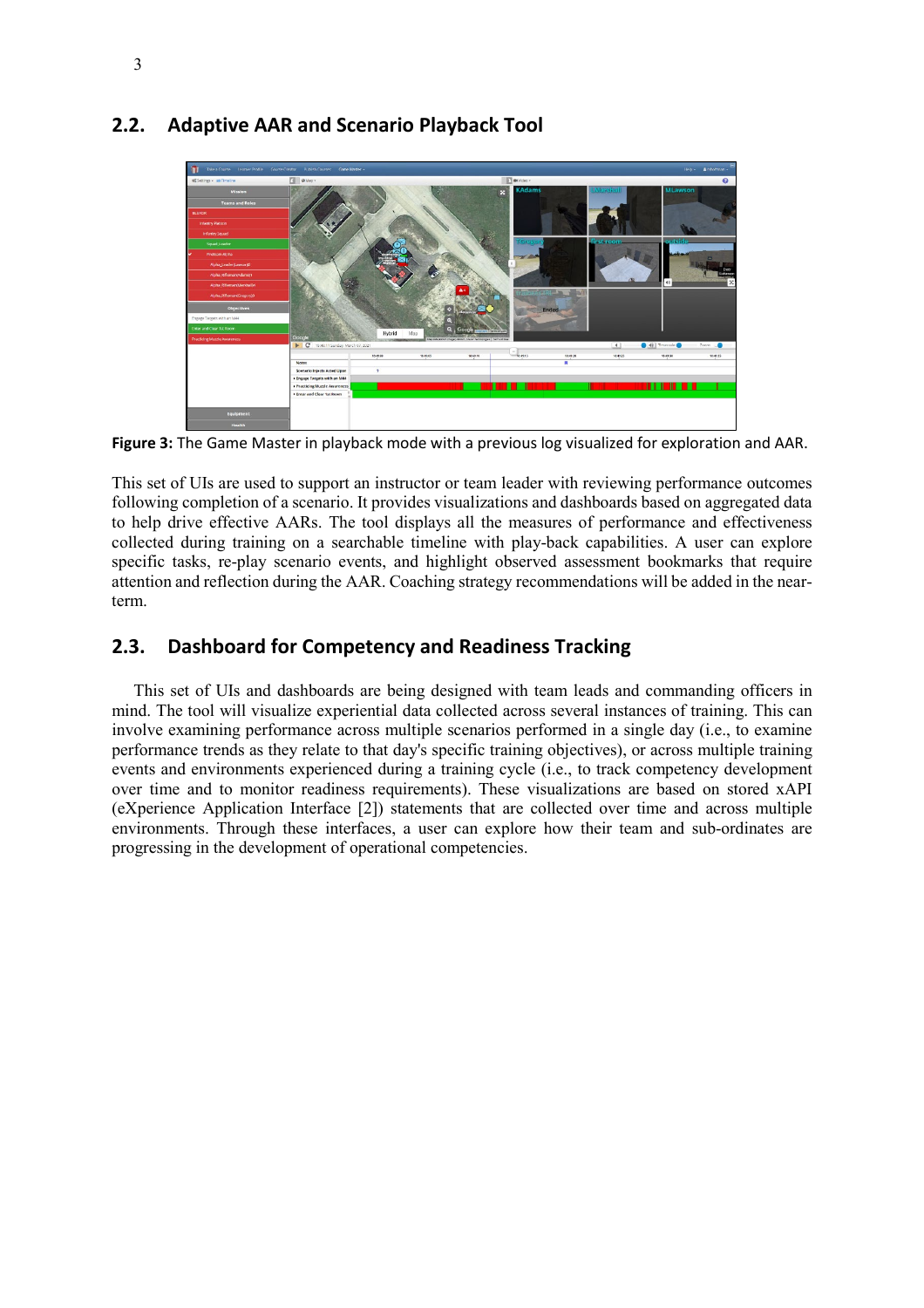## 2.2. Adaptive AAR and Scenario Playback Tool

**Figure 3:** The Game Master in playback mode with a previous log visualized for exploration and AAR.

This set of UIs are used to support an instructor or team leader with reviewing performance outcomes following completion of a scenario. It provides visualizations and dashboards based on aggregated data to help drive effective AARs. The tool displays all the measures of performance and effectiveness collected during training on a searchable timeline with play-back capabilities. A user can explore specific tasks, re-play scenario events, and highlight observed assessment bookmarks that require attention and reflection during the AAR. Coaching strategy recommendations will be added in the near-term.

## 2.3. Dashboard for Competency and Readiness Tracking

This set of UIs and dashboards are being designed with team leads and commanding officers in mind. The tool will visualize experiential data collected across several instances of training. This can involve examining performance across multiple scenarios performed in a single day (i.e., to examine performance trends as they relate to that day's specific training objectives), or across multiple training events and environments experienced during a training cycle (i.e., to track competency development over time and to monitor readiness requirements). These visualizations are based on stored xAPI (eXperience Application Interface [2]) statements that are collected over time and across multiple environments. Through these interfaces, a user can explore how their team and sub-ordinates are progressing in the development of operational competencies.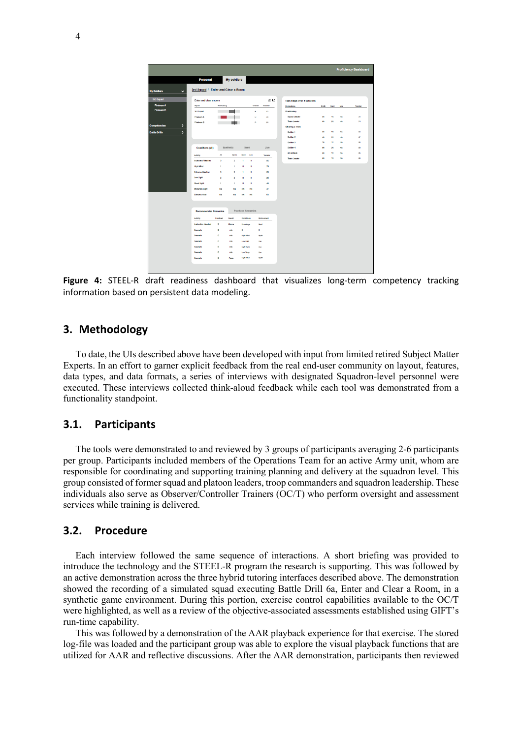**Figure 4:** STEEL-R draft readiness dashboard that visualizes long-term competency tracking information based on persistent data modeling.

## 3. Methodology

To date, the UIs described above have been developed with input from limited retired Subject Matter Experts. In an effort to garner explicit feedback from the real end-user community on layout, features, data types, and data formats, a series of interviews with designated Squadron-level personnel were executed. These interviews collected think-aloud feedback while each tool was demonstrated from a functionality standpoint.

### 3.1. Participants

The tools were demonstrated to and reviewed by 3 groups of participants averaging 2-6 participants per group. Participants included members of the Operations Team for an active Army unit, whom are responsible for coordinating and supporting training planning and delivery at the squadron level. This group consisted of former squad and platoon leaders, troop commanders and squadron leadership. These individuals also serve as Observer/Controller Trainers (OC/T) who perform oversight and assessment services while training is delivered.

### 3.2. Procedure

Each interview followed the same sequence of interactions. A short briefing was provided to introduce the technology and the STEEL-R program the research is supporting. This was followed by an active demonstration across the three hybrid tutoring interfaces described above. The demonstration showed the recording of a simulated squad executing Battle Drill 6a, Enter and Clear a Room, in a synthetic game environment. During this portion, exercise control capabilities available to the OC/T were highlighted, as well as a review of the objective-associated assessments established using GIFT's run-time capability.

This was followed by a demonstration of the AAR playback experience for that exercise. The stored log-file was loaded and the participant group was able to explore the visual playback functions that are utilized for AAR and reflective discussions. After the AAR demonstration, participants then reviewed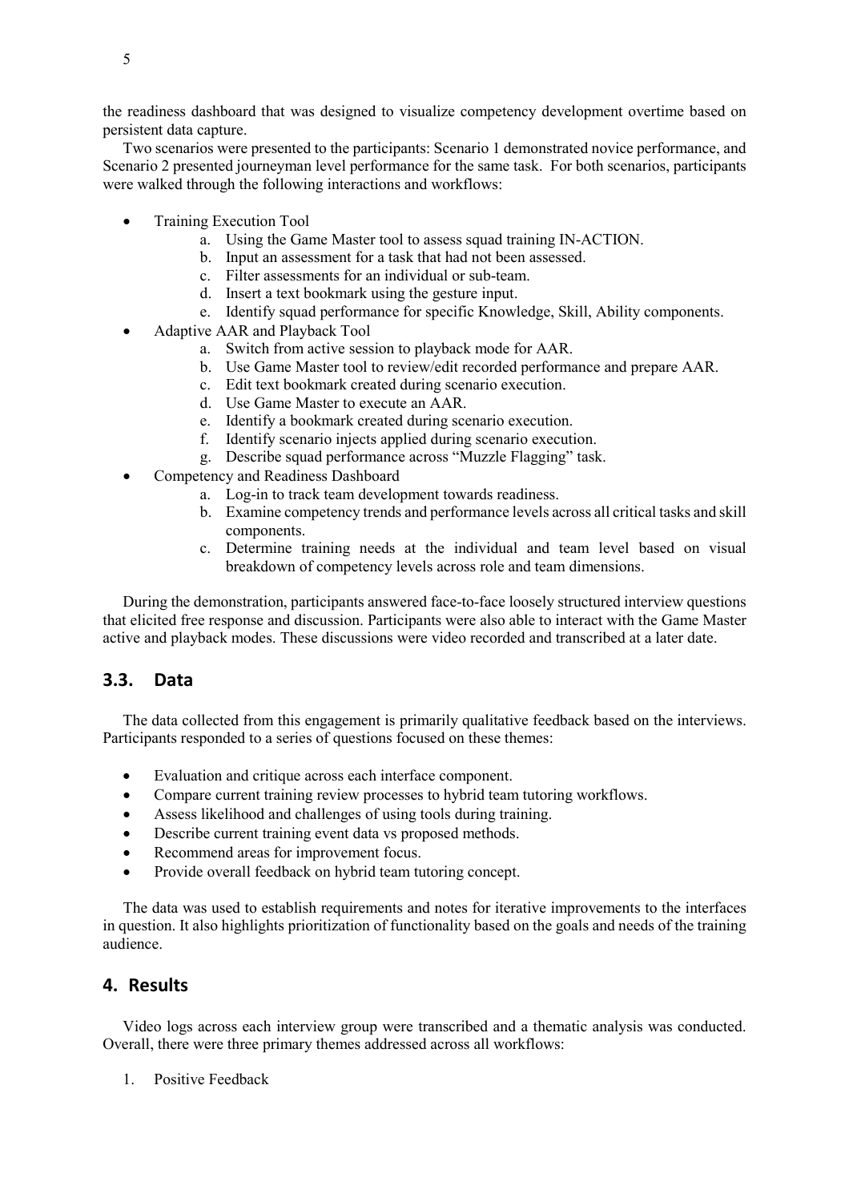the readiness dashboard that was designed to visualize competency development overtime based on persistent data capture.

Two scenarios were presented to the participants: Scenario 1 demonstrated novice performance, and Scenario 2 presented journeyman level performance for the same task. For both scenarios, participants were walked through the following interactions and workflows:

- Training Execution Tool
    a. Using the Game Master tool to assess squad training IN-ACTION.
    b. Input an assessment for a task that had not been assessed.
    c. Filter assessments for an individual or sub-team.
    d. Insert a text bookmark using the gesture input.
    e. Identify squad performance for specific Knowledge, Skill, Ability components.
- Adaptive AAR and Playback Tool
    a. Switch from active session to playback mode for AAR.
    b. Use Game Master tool to review/edit recorded performance and prepare AAR.
    c. Edit text bookmark created during scenario execution.
    d. Use Game Master to execute an AAR.
    e. Identify a bookmark created during scenario execution.
    f. Identify scenario injects applied during scenario execution.
    g. Describe squad performance across "Muzzle Flagging" task.
- Competency and Readiness Dashboard
    a. Log-in to track team development towards readiness.
    b. Examine competency trends and performance levels across all critical tasks and skill components.
    c. Determine training needs at the individual and team level based on visual breakdown of competency levels across role and team dimensions.

During the demonstration, participants answered face-to-face loosely structured interview questions that elicited free response and discussion. Participants were also able to interact with the Game Master active and playback modes. These discussions were video recorded and transcribed at a later date.

## 3.3. Data

The data collected from this engagement is primarily qualitative feedback based on the interviews. Participants responded to a series of questions focused on these themes:

- Evaluation and critique across each interface component.
- Compare current training review processes to hybrid team tutoring workflows.
- Assess likelihood and challenges of using tools during training.
- Describe current training event data vs proposed methods.
- Recommend areas for improvement focus.
- Provide overall feedback on hybrid team tutoring concept.

The data was used to establish requirements and notes for iterative improvements to the interfaces in question. It also highlights prioritization of functionality based on the goals and needs of the training audience.

# 4. Results

Video logs across each interview group were transcribed and a thematic analysis was conducted. Overall, there were three primary themes addressed across all workflows:

1. Positive Feedback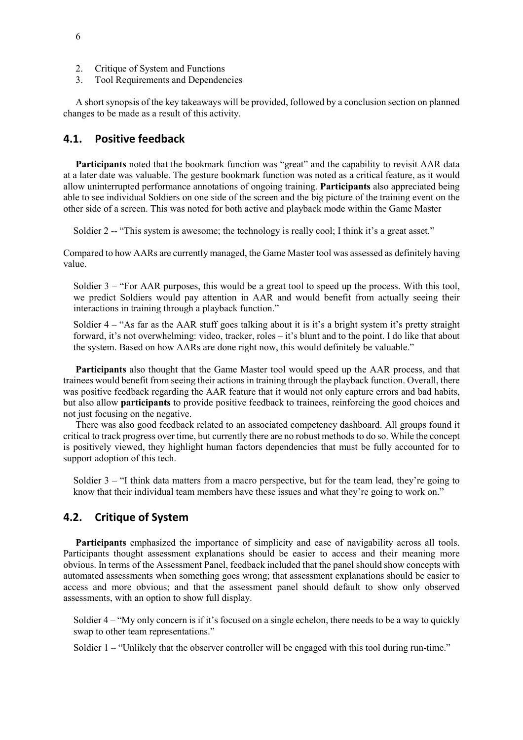2. Critique of System and Functions
3. Tool Requirements and Dependencies

A short synopsis of the key takeaways will be provided, followed by a conclusion section on planned changes to be made as a result of this activity.

## 4.1. Positive feedback

**Participants** noted that the bookmark function was "great" and the capability to revisit AAR data at a later date was valuable. The gesture bookmark function was noted as a critical feature, as it would allow uninterrupted performance annotations of ongoing training. **Participants** also appreciated being able to see individual Soldiers on one side of the screen and the big picture of the training event on the other side of a screen. This was noted for both active and playback mode within the Game Master

> Soldier 2 -- "This system is awesome; the technology is really cool; I think it's a great asset."

Compared to how AARs are currently managed, the Game Master tool was assessed as definitely having value.

> Soldier 3 – "For AAR purposes, this would be a great tool to speed up the process. With this tool, we predict Soldiers would pay attention in AAR and would benefit from actually seeing their interactions in training through a playback function."

> Soldier 4 – "As far as the AAR stuff goes talking about it is it's a bright system it's pretty straight forward, it's not overwhelming: video, tracker, roles – it's blunt and to the point. I do like that about the system. Based on how AARs are done right now, this would definitely be valuable."

**Participants** also thought that the Game Master tool would speed up the AAR process, and that trainees would benefit from seeing their actions in training through the playback function. Overall, there was positive feedback regarding the AAR feature that it would not only capture errors and bad habits, but also allow **participants** to provide positive feedback to trainees, reinforcing the good choices and not just focusing on the negative.

There was also good feedback related to an associated competency dashboard. All groups found it critical to track progress over time, but currently there are no robust methods to do so. While the concept is positively viewed, they highlight human factors dependencies that must be fully accounted for to support adoption of this tech.

> Soldier 3 – "I think data matters from a macro perspective, but for the team lead, they're going to know that their individual team members have these issues and what they're going to work on."

## 4.2. Critique of System

**Participants** emphasized the importance of simplicity and ease of navigability across all tools. Participants thought assessment explanations should be easier to access and their meaning more obvious. In terms of the Assessment Panel, feedback included that the panel should show concepts with automated assessments when something goes wrong; that assessment explanations should be easier to access and more obvious; and that the assessment panel should default to show only observed assessments, with an option to show full display.

> Soldier 4 – "My only concern is if it's focused on a single echelon, there needs to be a way to quickly swap to other team representations."

> Soldier 1 – "Unlikely that the observer controller will be engaged with this tool during run-time."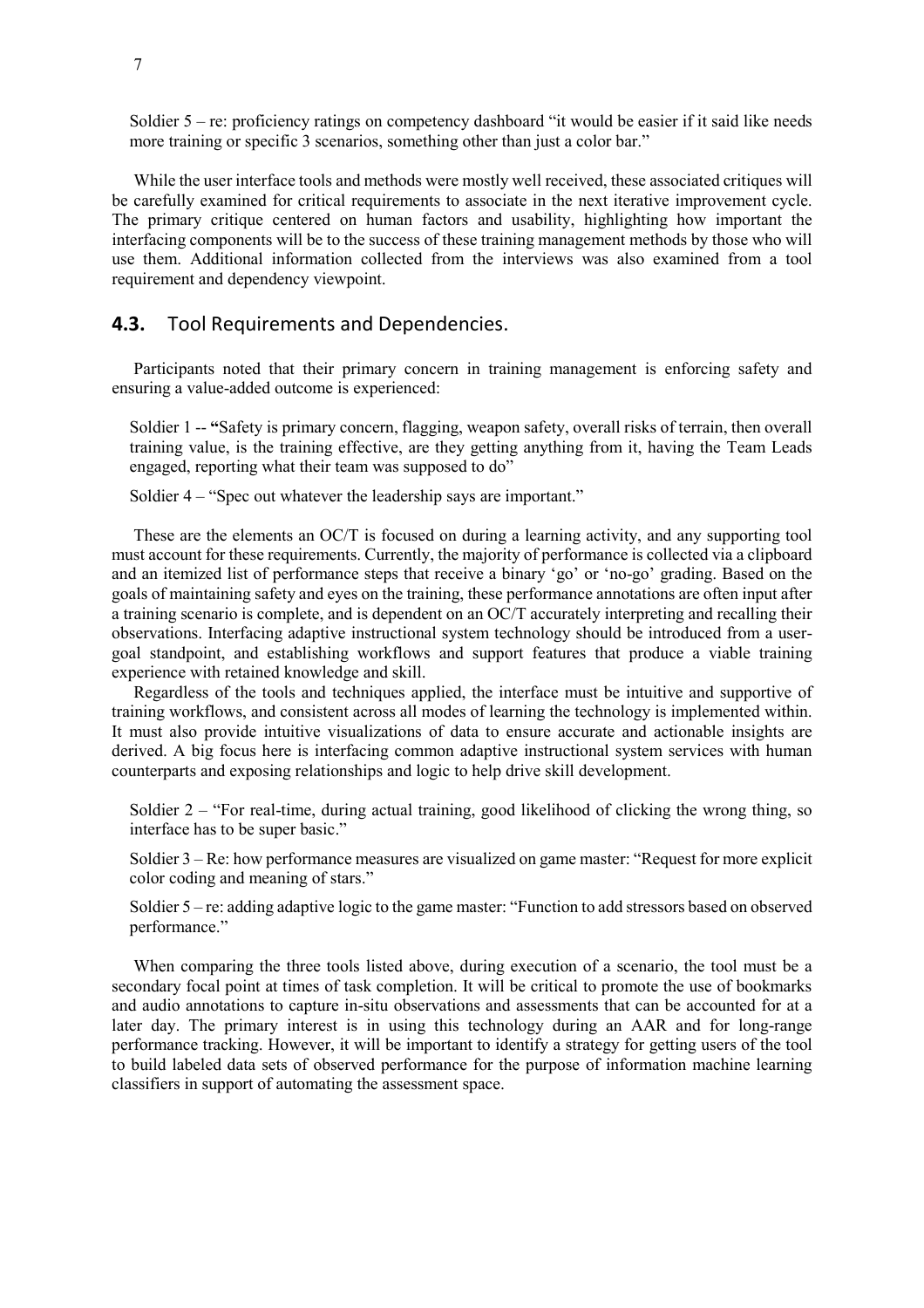Soldier 5 – re: proficiency ratings on competency dashboard "it would be easier if it said like needs more training or specific 3 scenarios, something other than just a color bar."

While the user interface tools and methods were mostly well received, these associated critiques will be carefully examined for critical requirements to associate in the next iterative improvement cycle. The primary critique centered on human factors and usability, highlighting how important the interfacing components will be to the success of these training management methods by those who will use them. Additional information collected from the interviews was also examined from a tool requirement and dependency viewpoint.

## 4.3. Tool Requirements and Dependencies.

Participants noted that their primary concern in training management is enforcing safety and ensuring a value-added outcome is experienced:

Soldier 1 -- "Safety is primary concern, flagging, weapon safety, overall risks of terrain, then overall training value, is the training effective, are they getting anything from it, having the Team Leads engaged, reporting what their team was supposed to do"

Soldier 4 – "Spec out whatever the leadership says are important."

These are the elements an OC/T is focused on during a learning activity, and any supporting tool must account for these requirements. Currently, the majority of performance is collected via a clipboard and an itemized list of performance steps that receive a binary 'go' or 'no-go' grading. Based on the goals of maintaining safety and eyes on the training, these performance annotations are often input after a training scenario is complete, and is dependent on an OC/T accurately interpreting and recalling their observations. Interfacing adaptive instructional system technology should be introduced from a user-goal standpoint, and establishing workflows and support features that produce a viable training experience with retained knowledge and skill.

Regardless of the tools and techniques applied, the interface must be intuitive and supportive of training workflows, and consistent across all modes of learning the technology is implemented within. It must also provide intuitive visualizations of data to ensure accurate and actionable insights are derived. A big focus here is interfacing common adaptive instructional system services with human counterparts and exposing relationships and logic to help drive skill development.

Soldier 2 – "For real-time, during actual training, good likelihood of clicking the wrong thing, so interface has to be super basic."

Soldier 3 – Re: how performance measures are visualized on game master: "Request for more explicit color coding and meaning of stars."

Soldier 5 – re: adding adaptive logic to the game master: "Function to add stressors based on observed performance."

When comparing the three tools listed above, during execution of a scenario, the tool must be a secondary focal point at times of task completion. It will be critical to promote the use of bookmarks and audio annotations to capture in-situ observations and assessments that can be accounted for at a later day. The primary interest is in using this technology during an AAR and for long-range performance tracking. However, it will be important to identify a strategy for getting users of the tool to build labeled data sets of observed performance for the purpose of information machine learning classifiers in support of automating the assessment space.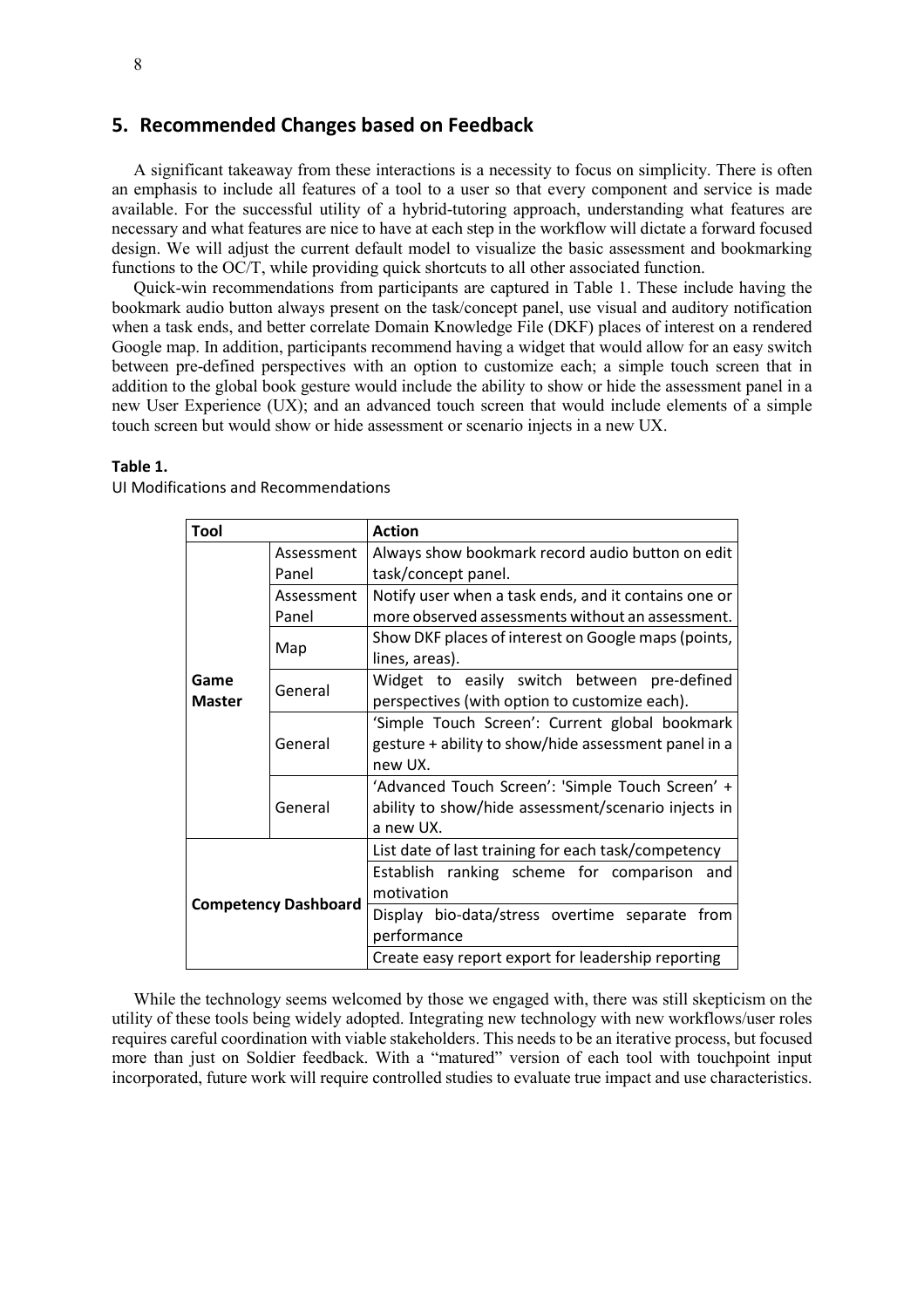## 5. Recommended Changes based on Feedback

A significant takeaway from these interactions is a necessity to focus on simplicity. There is often an emphasis to include all features of a tool to a user so that every component and service is made available. For the successful utility of a hybrid-tutoring approach, understanding what features are necessary and what features are nice to have at each step in the workflow will dictate a forward focused design. We will adjust the current default model to visualize the basic assessment and bookmarking functions to the OC/T, while providing quick shortcuts to all other associated function.

Quick-win recommendations from participants are captured in Table 1. These include having the bookmark audio button always present on the task/concept panel, use visual and auditory notification when a task ends, and better correlate Domain Knowledge File (DKF) places of interest on a rendered Google map. In addition, participants recommend having a widget that would allow for an easy switch between pre-defined perspectives with an option to customize each; a simple touch screen that in addition to the global book gesture would include the ability to show or hide the assessment panel in a new User Experience (UX); and an advanced touch screen that would include elements of a simple touch screen but would show or hide assessment or scenario injects in a new UX.

**Table 1.**
UI Modifications and Recommendations

| Tool | | Action |
| --- | --- | --- |
| Game Master | Assessment Panel | Always show bookmark record audio button on edit task/concept panel. |
| | Assessment Panel | Notify user when a task ends, and it contains one or more observed assessments without an assessment. |
| | Map | Show DKF places of interest on Google maps (points, lines, areas). |
| | General | Widget to easily switch between pre-defined perspectives (with option to customize each). |
| | General | 'Simple Touch Screen': Current global bookmark gesture + ability to show/hide assessment panel in a new UX. |
| | General | 'Advanced Touch Screen': 'Simple Touch Screen' + ability to show/hide assessment/scenario injects in a new UX. |
| Competency Dashboard | | List date of last training for each task/competency |
| | | Establish ranking scheme for comparison and motivation |
| | | Display bio-data/stress overtime separate from performance |
| | | Create easy report export for leadership reporting |

While the technology seems welcomed by those we engaged with, there was still skepticism on the utility of these tools being widely adopted. Integrating new technology with new workflows/user roles requires careful coordination with viable stakeholders. This needs to be an iterative process, but focused more than just on Soldier feedback. With a "matured" version of each tool with touchpoint input incorporated, future work will require controlled studies to evaluate true impact and use characteristics.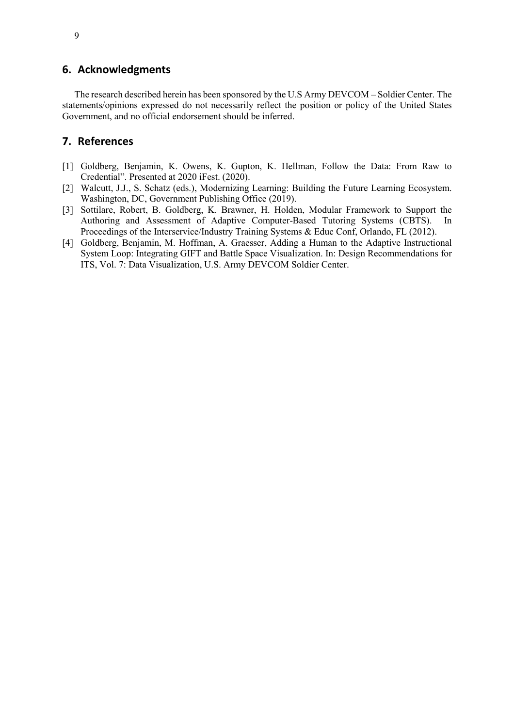## 6. Acknowledgments

The research described herein has been sponsored by the U.S Army DEVCOM – Soldier Center. The statements/opinions expressed do not necessarily reflect the position or policy of the United States Government, and no official endorsement should be inferred.

## 7. References

[1] Goldberg, Benjamin, K. Owens, K. Gupton, K. Hellman, Follow the Data: From Raw to Credential". Presented at 2020 iFest. (2020).

[2] Walcutt, J.J., S. Schatz (eds.), Modernizing Learning: Building the Future Learning Ecosystem. Washington, DC, Government Publishing Office (2019).

[3] Sottilare, Robert, B. Goldberg, K. Brawner, H. Holden, Modular Framework to Support the Authoring and Assessment of Adaptive Computer-Based Tutoring Systems (CBTS). In Proceedings of the Interservice/Industry Training Systems & Educ Conf, Orlando, FL (2012).

[4] Goldberg, Benjamin, M. Hoffman, A. Graesser, Adding a Human to the Adaptive Instructional System Loop: Integrating GIFT and Battle Space Visualization. In: Design Recommendations for ITS, Vol. 7: Data Visualization, U.S. Army DEVCOM Soldier Center.